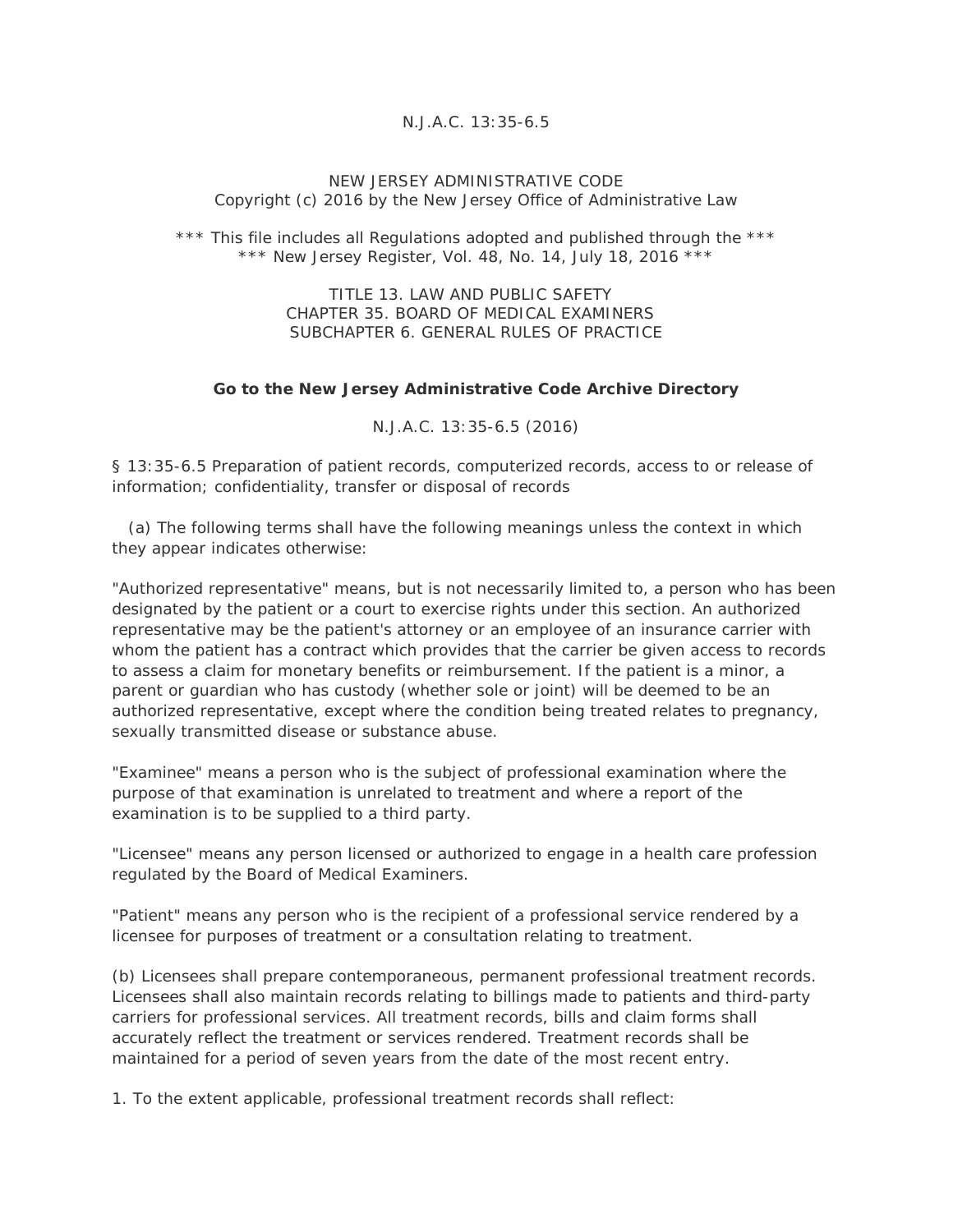N.J.A.C. 13:35-6.5

NEW JERSEY ADMINISTRATIVE CODE
Copyright (c) 2016 by the New Jersey Office of Administrative Law

*** This file includes all Regulations adopted and published through the ***
*** New Jersey Register, Vol. 48, No. 14, July 18, 2016 ***

TITLE 13. LAW AND PUBLIC SAFETY
CHAPTER 35. BOARD OF MEDICAL EXAMINERS
SUBCHAPTER 6. GENERAL RULES OF PRACTICE

**Go to the New Jersey Administrative Code Archive Directory**

N.J.A.C. 13:35-6.5 (2016)

§ 13:35-6.5 Preparation of patient records, computerized records, access to or release of information; confidentiality, transfer or disposal of records

(a) The following terms shall have the following meanings unless the context in which they appear indicates otherwise:

"Authorized representative" means, but is not necessarily limited to, a person who has been designated by the patient or a court to exercise rights under this section. An authorized representative may be the patient's attorney or an employee of an insurance carrier with whom the patient has a contract which provides that the carrier be given access to records to assess a claim for monetary benefits or reimbursement. If the patient is a minor, a parent or guardian who has custody (whether sole or joint) will be deemed to be an authorized representative, except where the condition being treated relates to pregnancy, sexually transmitted disease or substance abuse.

"Examinee" means a person who is the subject of professional examination where the purpose of that examination is unrelated to treatment and where a report of the examination is to be supplied to a third party.

"Licensee" means any person licensed or authorized to engage in a health care profession regulated by the Board of Medical Examiners.

"Patient" means any person who is the recipient of a professional service rendered by a licensee for purposes of treatment or a consultation relating to treatment.

(b) Licensees shall prepare contemporaneous, permanent professional treatment records. Licensees shall also maintain records relating to billings made to patients and third-party carriers for professional services. All treatment records, bills and claim forms shall accurately reflect the treatment or services rendered. Treatment records shall be maintained for a period of seven years from the date of the most recent entry.

1. To the extent applicable, professional treatment records shall reflect: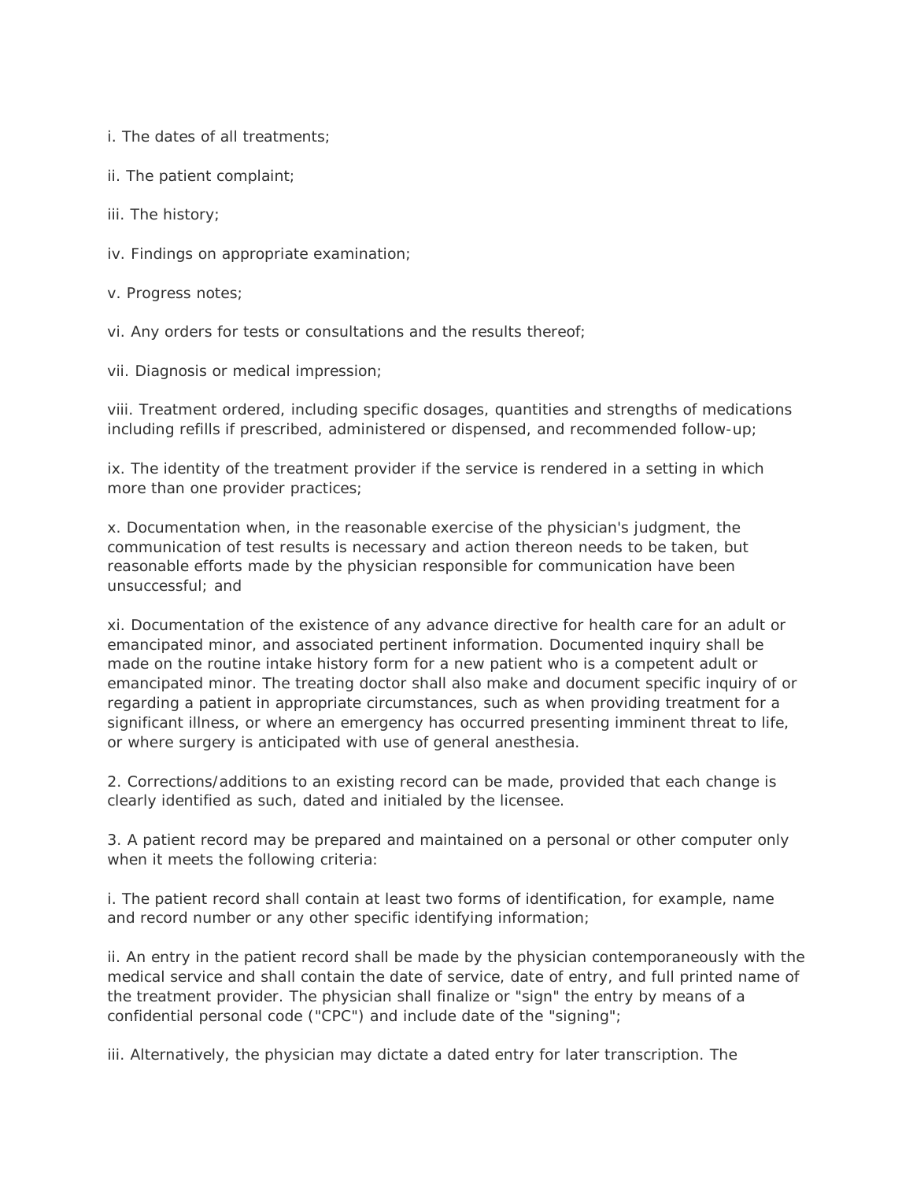i. The dates of all treatments;

ii. The patient complaint;

iii. The history;

iv. Findings on appropriate examination;

v. Progress notes;

vi. Any orders for tests or consultations and the results thereof;

vii. Diagnosis or medical impression;

viii. Treatment ordered, including specific dosages, quantities and strengths of medications including refills if prescribed, administered or dispensed, and recommended follow-up;

ix. The identity of the treatment provider if the service is rendered in a setting in which more than one provider practices;

x. Documentation when, in the reasonable exercise of the physician's judgment, the communication of test results is necessary and action thereon needs to be taken, but reasonable efforts made by the physician responsible for communication have been unsuccessful; and

xi. Documentation of the existence of any advance directive for health care for an adult or emancipated minor, and associated pertinent information. Documented inquiry shall be made on the routine intake history form for a new patient who is a competent adult or emancipated minor. The treating doctor shall also make and document specific inquiry of or regarding a patient in appropriate circumstances, such as when providing treatment for a significant illness, or where an emergency has occurred presenting imminent threat to life, or where surgery is anticipated with use of general anesthesia.

2. Corrections/additions to an existing record can be made, provided that each change is clearly identified as such, dated and initialed by the licensee.

3. A patient record may be prepared and maintained on a personal or other computer only when it meets the following criteria:

i. The patient record shall contain at least two forms of identification, for example, name and record number or any other specific identifying information;

ii. An entry in the patient record shall be made by the physician contemporaneously with the medical service and shall contain the date of service, date of entry, and full printed name of the treatment provider. The physician shall finalize or "sign" the entry by means of a confidential personal code ("CPC") and include date of the "signing";

iii. Alternatively, the physician may dictate a dated entry for later transcription. The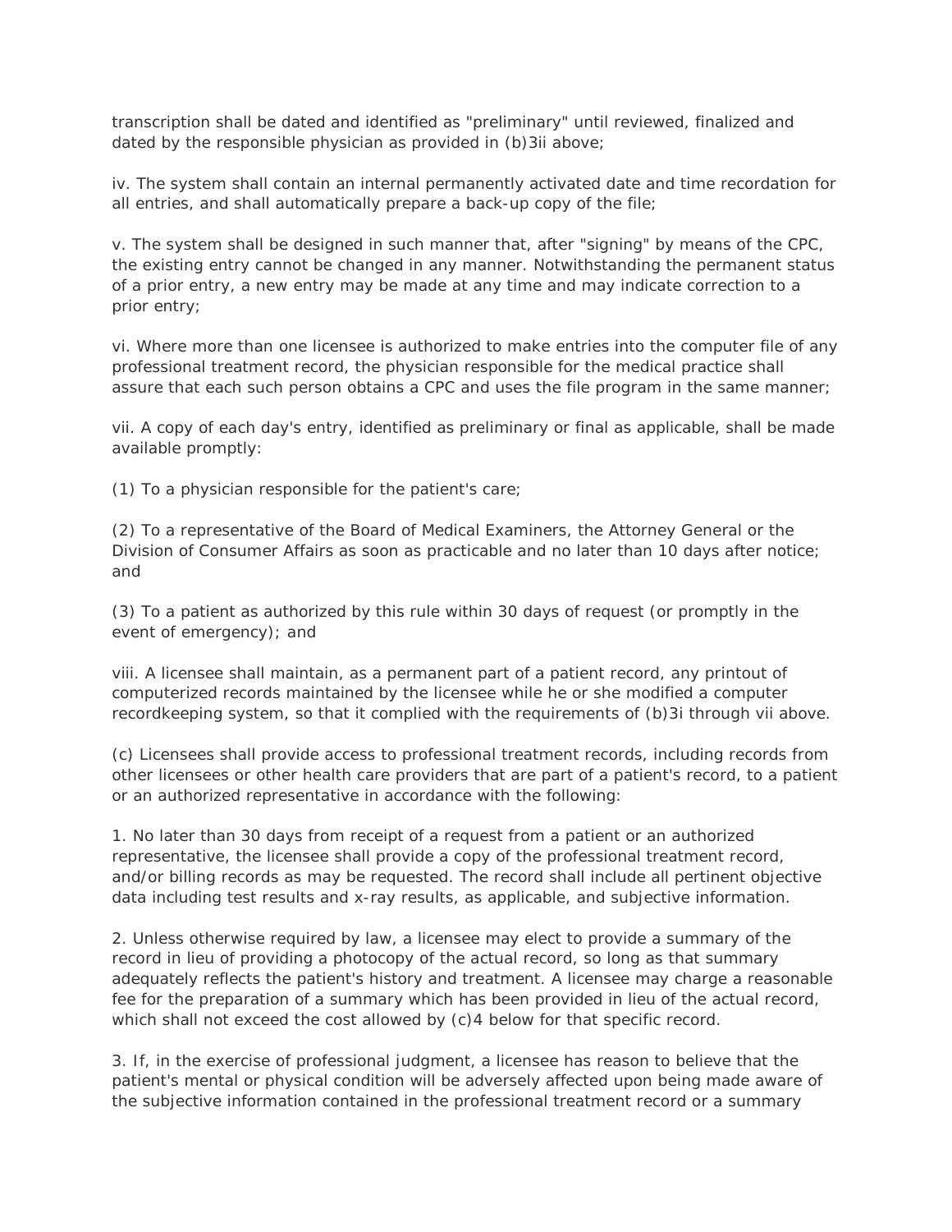transcription shall be dated and identified as "preliminary" until reviewed, finalized and dated by the responsible physician as provided in (b)3ii above;

iv. The system shall contain an internal permanently activated date and time recordation for all entries, and shall automatically prepare a back-up copy of the file;

v. The system shall be designed in such manner that, after "signing" by means of the CPC, the existing entry cannot be changed in any manner. Notwithstanding the permanent status of a prior entry, a new entry may be made at any time and may indicate correction to a prior entry;

vi. Where more than one licensee is authorized to make entries into the computer file of any professional treatment record, the physician responsible for the medical practice shall assure that each such person obtains a CPC and uses the file program in the same manner;

vii. A copy of each day's entry, identified as preliminary or final as applicable, shall be made available promptly:

(1) To a physician responsible for the patient's care;

(2) To a representative of the Board of Medical Examiners, the Attorney General or the Division of Consumer Affairs as soon as practicable and no later than 10 days after notice; and

(3) To a patient as authorized by this rule within 30 days of request (or promptly in the event of emergency); and

viii. A licensee shall maintain, as a permanent part of a patient record, any printout of computerized records maintained by the licensee while he or she modified a computer recordkeeping system, so that it complied with the requirements of (b)3i through vii above.

(c) Licensees shall provide access to professional treatment records, including records from other licensees or other health care providers that are part of a patient's record, to a patient or an authorized representative in accordance with the following:

1. No later than 30 days from receipt of a request from a patient or an authorized representative, the licensee shall provide a copy of the professional treatment record, and/or billing records as may be requested. The record shall include all pertinent objective data including test results and x-ray results, as applicable, and subjective information.

2. Unless otherwise required by law, a licensee may elect to provide a summary of the record in lieu of providing a photocopy of the actual record, so long as that summary adequately reflects the patient's history and treatment. A licensee may charge a reasonable fee for the preparation of a summary which has been provided in lieu of the actual record, which shall not exceed the cost allowed by (c)4 below for that specific record.

3. If, in the exercise of professional judgment, a licensee has reason to believe that the patient's mental or physical condition will be adversely affected upon being made aware of the subjective information contained in the professional treatment record or a summary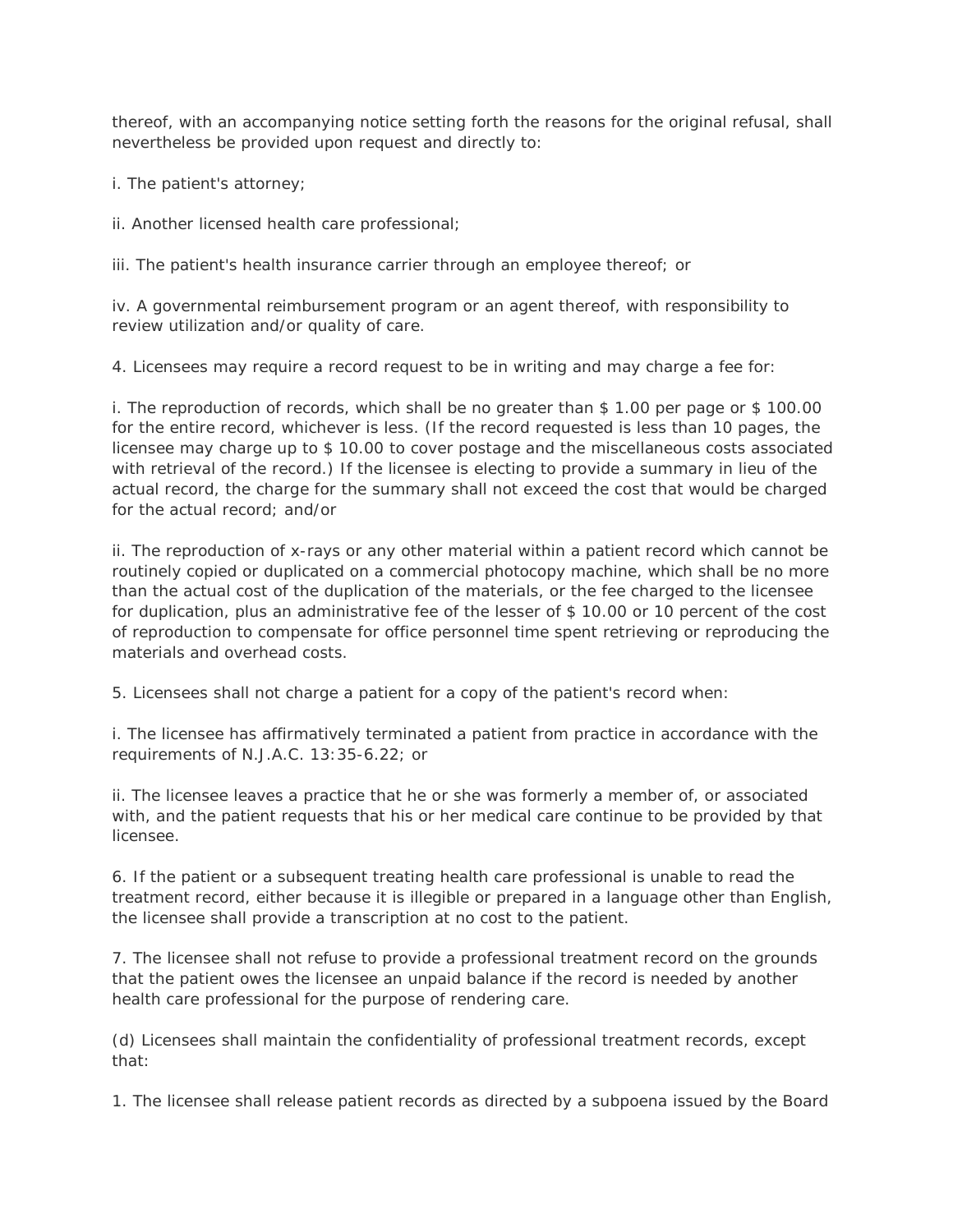thereof, with an accompanying notice setting forth the reasons for the original refusal, shall nevertheless be provided upon request and directly to:

i. The patient's attorney;

ii. Another licensed health care professional;

iii. The patient's health insurance carrier through an employee thereof; or

iv. A governmental reimbursement program or an agent thereof, with responsibility to review utilization and/or quality of care.

4. Licensees may require a record request to be in writing and may charge a fee for:

i. The reproduction of records, which shall be no greater than $ 1.00 per page or $ 100.00 for the entire record, whichever is less. (If the record requested is less than 10 pages, the licensee may charge up to $ 10.00 to cover postage and the miscellaneous costs associated with retrieval of the record.) If the licensee is electing to provide a summary in lieu of the actual record, the charge for the summary shall not exceed the cost that would be charged for the actual record; and/or

ii. The reproduction of x-rays or any other material within a patient record which cannot be routinely copied or duplicated on a commercial photocopy machine, which shall be no more than the actual cost of the duplication of the materials, or the fee charged to the licensee for duplication, plus an administrative fee of the lesser of $ 10.00 or 10 percent of the cost of reproduction to compensate for office personnel time spent retrieving or reproducing the materials and overhead costs.

5. Licensees shall not charge a patient for a copy of the patient's record when:

i. The licensee has affirmatively terminated a patient from practice in accordance with the requirements of N.J.A.C. 13:35-6.22; or

ii. The licensee leaves a practice that he or she was formerly a member of, or associated with, and the patient requests that his or her medical care continue to be provided by that licensee.

6. If the patient or a subsequent treating health care professional is unable to read the treatment record, either because it is illegible or prepared in a language other than English, the licensee shall provide a transcription at no cost to the patient.

7. The licensee shall not refuse to provide a professional treatment record on the grounds that the patient owes the licensee an unpaid balance if the record is needed by another health care professional for the purpose of rendering care.

(d) Licensees shall maintain the confidentiality of professional treatment records, except that:

1. The licensee shall release patient records as directed by a subpoena issued by the Board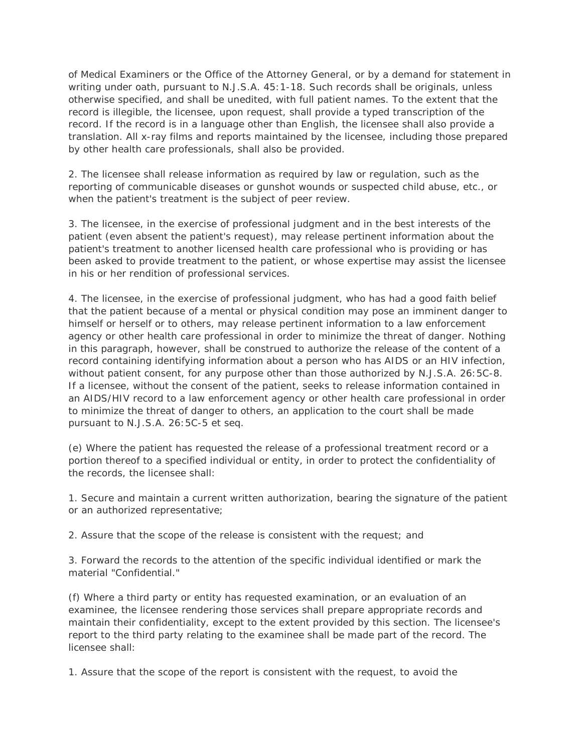of Medical Examiners or the Office of the Attorney General, or by a demand for statement in writing under oath, pursuant to N.J.S.A. 45:1-18. Such records shall be originals, unless otherwise specified, and shall be unedited, with full patient names. To the extent that the record is illegible, the licensee, upon request, shall provide a typed transcription of the record. If the record is in a language other than English, the licensee shall also provide a translation. All x-ray films and reports maintained by the licensee, including those prepared by other health care professionals, shall also be provided.

2. The licensee shall release information as required by law or regulation, such as the reporting of communicable diseases or gunshot wounds or suspected child abuse, etc., or when the patient's treatment is the subject of peer review.

3. The licensee, in the exercise of professional judgment and in the best interests of the patient (even absent the patient's request), may release pertinent information about the patient's treatment to another licensed health care professional who is providing or has been asked to provide treatment to the patient, or whose expertise may assist the licensee in his or her rendition of professional services.

4. The licensee, in the exercise of professional judgment, who has had a good faith belief that the patient because of a mental or physical condition may pose an imminent danger to himself or herself or to others, may release pertinent information to a law enforcement agency or other health care professional in order to minimize the threat of danger. Nothing in this paragraph, however, shall be construed to authorize the release of the content of a record containing identifying information about a person who has AIDS or an HIV infection, without patient consent, for any purpose other than those authorized by N.J.S.A. 26:5C-8. If a licensee, without the consent of the patient, seeks to release information contained in an AIDS/HIV record to a law enforcement agency or other health care professional in order to minimize the threat of danger to others, an application to the court shall be made pursuant to N.J.S.A. 26:5C-5 et seq.

(e) Where the patient has requested the release of a professional treatment record or a portion thereof to a specified individual or entity, in order to protect the confidentiality of the records, the licensee shall:

1. Secure and maintain a current written authorization, bearing the signature of the patient or an authorized representative;

2. Assure that the scope of the release is consistent with the request; and

3. Forward the records to the attention of the specific individual identified or mark the material "Confidential."

(f) Where a third party or entity has requested examination, or an evaluation of an examinee, the licensee rendering those services shall prepare appropriate records and maintain their confidentiality, except to the extent provided by this section. The licensee's report to the third party relating to the examinee shall be made part of the record. The licensee shall:

1. Assure that the scope of the report is consistent with the request, to avoid the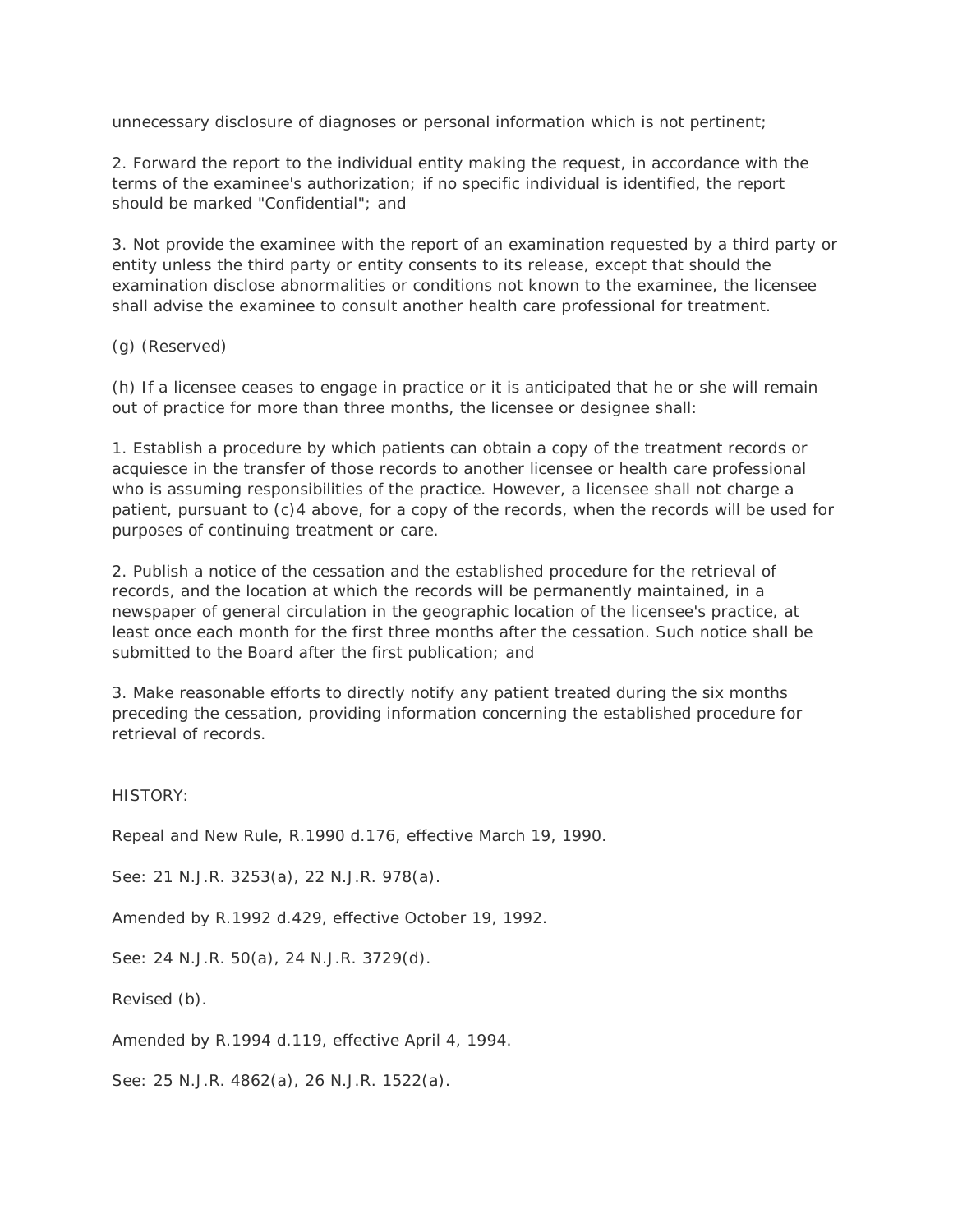unnecessary disclosure of diagnoses or personal information which is not pertinent;

2. Forward the report to the individual entity making the request, in accordance with the terms of the examinee's authorization; if no specific individual is identified, the report should be marked "Confidential"; and

3. Not provide the examinee with the report of an examination requested by a third party or entity unless the third party or entity consents to its release, except that should the examination disclose abnormalities or conditions not known to the examinee, the licensee shall advise the examinee to consult another health care professional for treatment.

(g) (Reserved)

(h) If a licensee ceases to engage in practice or it is anticipated that he or she will remain out of practice for more than three months, the licensee or designee shall:

1. Establish a procedure by which patients can obtain a copy of the treatment records or acquiesce in the transfer of those records to another licensee or health care professional who is assuming responsibilities of the practice. However, a licensee shall not charge a patient, pursuant to (c)4 above, for a copy of the records, when the records will be used for purposes of continuing treatment or care.

2. Publish a notice of the cessation and the established procedure for the retrieval of records, and the location at which the records will be permanently maintained, in a newspaper of general circulation in the geographic location of the licensee's practice, at least once each month for the first three months after the cessation. Such notice shall be submitted to the Board after the first publication; and

3. Make reasonable efforts to directly notify any patient treated during the six months preceding the cessation, providing information concerning the established procedure for retrieval of records.

HISTORY:

Repeal and New Rule, R.1990 d.176, effective March 19, 1990.

See: 21 N.J.R. 3253(a), 22 N.J.R. 978(a).

Amended by R.1992 d.429, effective October 19, 1992.

See: 24 N.J.R. 50(a), 24 N.J.R. 3729(d).

Revised (b).

Amended by R.1994 d.119, effective April 4, 1994.

See: 25 N.J.R. 4862(a), 26 N.J.R. 1522(a).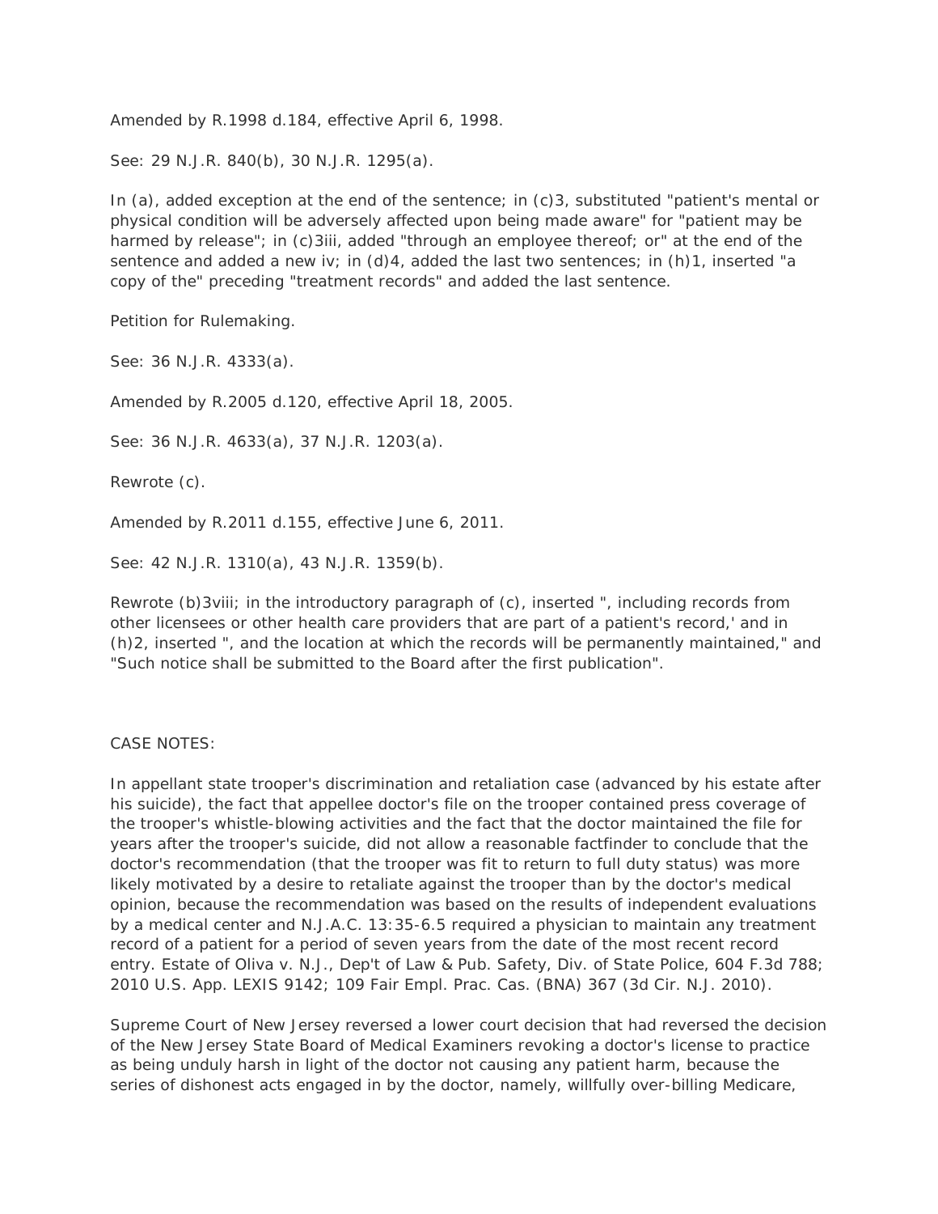Amended by R.1998 d.184, effective April 6, 1998.

See: 29 N.J.R. 840(b), 30 N.J.R. 1295(a).

In (a), added exception at the end of the sentence; in (c)3, substituted "patient's mental or physical condition will be adversely affected upon being made aware" for "patient may be harmed by release"; in (c)3iii, added "through an employee thereof; or" at the end of the sentence and added a new iv; in (d)4, added the last two sentences; in (h)1, inserted "a copy of the" preceding "treatment records" and added the last sentence.

Petition for Rulemaking.

See: 36 N.J.R. 4333(a).

Amended by R.2005 d.120, effective April 18, 2005.

See: 36 N.J.R. 4633(a), 37 N.J.R. 1203(a).

Rewrote (c).

Amended by R.2011 d.155, effective June 6, 2011.

See: 42 N.J.R. 1310(a), 43 N.J.R. 1359(b).

Rewrote (b)3viii; in the introductory paragraph of (c), inserted ", including records from other licensees or other health care providers that are part of a patient's record,' and in (h)2, inserted ", and the location at which the records will be permanently maintained," and "Such notice shall be submitted to the Board after the first publication".

CASE NOTES:

In appellant state trooper's discrimination and retaliation case (advanced by his estate after his suicide), the fact that appellee doctor's file on the trooper contained press coverage of the trooper's whistle-blowing activities and the fact that the doctor maintained the file for years after the trooper's suicide, did not allow a reasonable factfinder to conclude that the doctor's recommendation (that the trooper was fit to return to full duty status) was more likely motivated by a desire to retaliate against the trooper than by the doctor's medical opinion, because the recommendation was based on the results of independent evaluations by a medical center and N.J.A.C. 13:35-6.5 required a physician to maintain any treatment record of a patient for a period of seven years from the date of the most recent record entry. Estate of Oliva v. N.J., Dep't of Law & Pub. Safety, Div. of State Police, 604 F.3d 788; 2010 U.S. App. LEXIS 9142; 109 Fair Empl. Prac. Cas. (BNA) 367 (3d Cir. N.J. 2010).

Supreme Court of New Jersey reversed a lower court decision that had reversed the decision of the New Jersey State Board of Medical Examiners revoking a doctor's license to practice as being unduly harsh in light of the doctor not causing any patient harm, because the series of dishonest acts engaged in by the doctor, namely, willfully over-billing Medicare,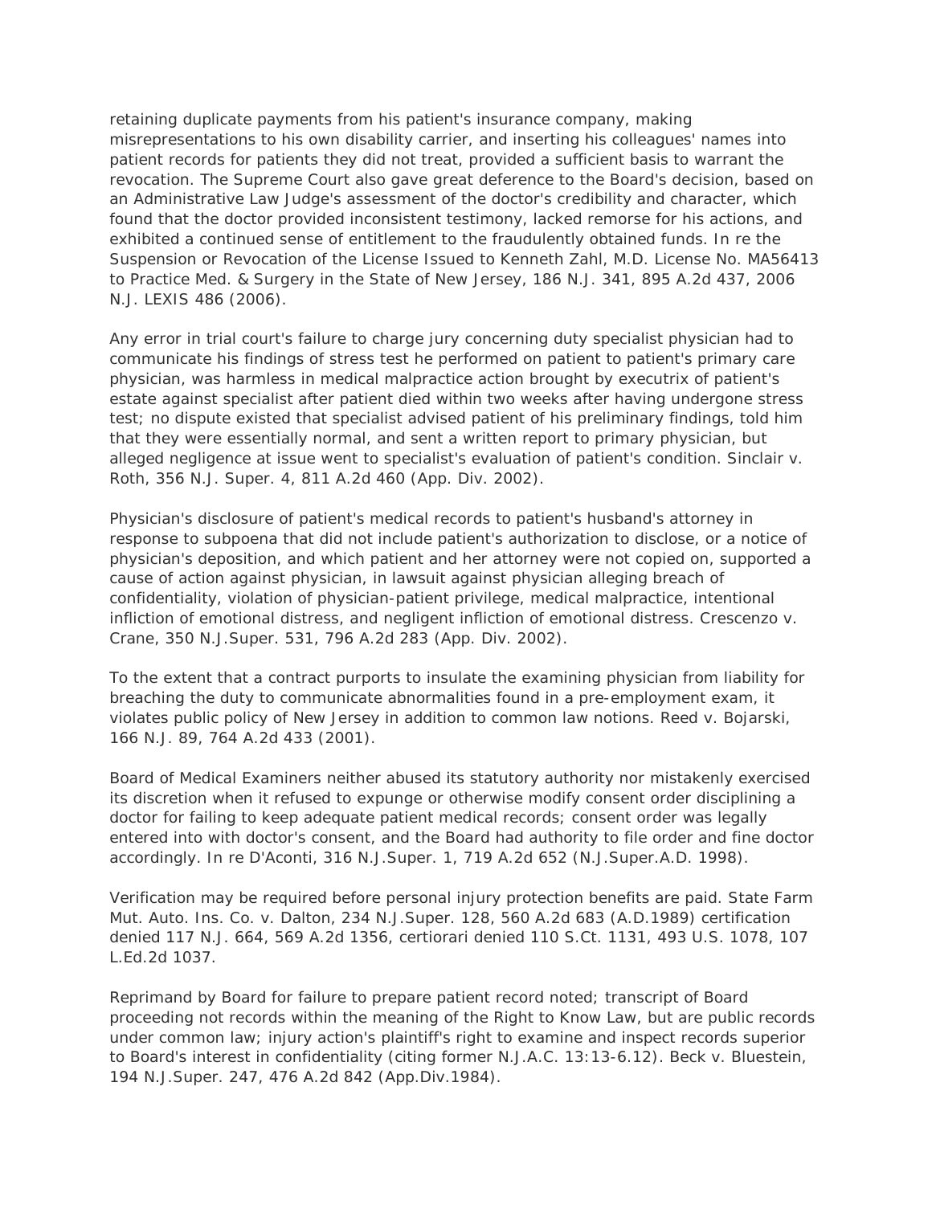retaining duplicate payments from his patient's insurance company, making misrepresentations to his own disability carrier, and inserting his colleagues' names into patient records for patients they did not treat, provided a sufficient basis to warrant the revocation. The Supreme Court also gave great deference to the Board's decision, based on an Administrative Law Judge's assessment of the doctor's credibility and character, which found that the doctor provided inconsistent testimony, lacked remorse for his actions, and exhibited a continued sense of entitlement to the fraudulently obtained funds. In re the Suspension or Revocation of the License Issued to Kenneth Zahl, M.D. License No. MA56413 to Practice Med. & Surgery in the State of New Jersey, 186 N.J. 341, 895 A.2d 437, 2006 N.J. LEXIS 486 (2006).

Any error in trial court's failure to charge jury concerning duty specialist physician had to communicate his findings of stress test he performed on patient to patient's primary care physician, was harmless in medical malpractice action brought by executrix of patient's estate against specialist after patient died within two weeks after having undergone stress test; no dispute existed that specialist advised patient of his preliminary findings, told him that they were essentially normal, and sent a written report to primary physician, but alleged negligence at issue went to specialist's evaluation of patient's condition. Sinclair v. Roth, 356 N.J. Super. 4, 811 A.2d 460 (App. Div. 2002).

Physician's disclosure of patient's medical records to patient's husband's attorney in response to subpoena that did not include patient's authorization to disclose, or a notice of physician's deposition, and which patient and her attorney were not copied on, supported a cause of action against physician, in lawsuit against physician alleging breach of confidentiality, violation of physician-patient privilege, medical malpractice, intentional infliction of emotional distress, and negligent infliction of emotional distress. Crescenzo v. Crane, 350 N.J.Super. 531, 796 A.2d 283 (App. Div. 2002).

To the extent that a contract purports to insulate the examining physician from liability for breaching the duty to communicate abnormalities found in a pre-employment exam, it violates public policy of New Jersey in addition to common law notions. Reed v. Bojarski, 166 N.J. 89, 764 A.2d 433 (2001).

Board of Medical Examiners neither abused its statutory authority nor mistakenly exercised its discretion when it refused to expunge or otherwise modify consent order disciplining a doctor for failing to keep adequate patient medical records; consent order was legally entered into with doctor's consent, and the Board had authority to file order and fine doctor accordingly. In re D'Aconti, 316 N.J.Super. 1, 719 A.2d 652 (N.J.Super.A.D. 1998).

Verification may be required before personal injury protection benefits are paid. State Farm Mut. Auto. Ins. Co. v. Dalton, 234 N.J.Super. 128, 560 A.2d 683 (A.D.1989) certification denied 117 N.J. 664, 569 A.2d 1356, certiorari denied 110 S.Ct. 1131, 493 U.S. 1078, 107 L.Ed.2d 1037.

Reprimand by Board for failure to prepare patient record noted; transcript of Board proceeding not records within the meaning of the Right to Know Law, but are public records under common law; injury action's plaintiff's right to examine and inspect records superior to Board's interest in confidentiality (citing former N.J.A.C. 13:13-6.12). Beck v. Bluestein, 194 N.J.Super. 247, 476 A.2d 842 (App.Div.1984).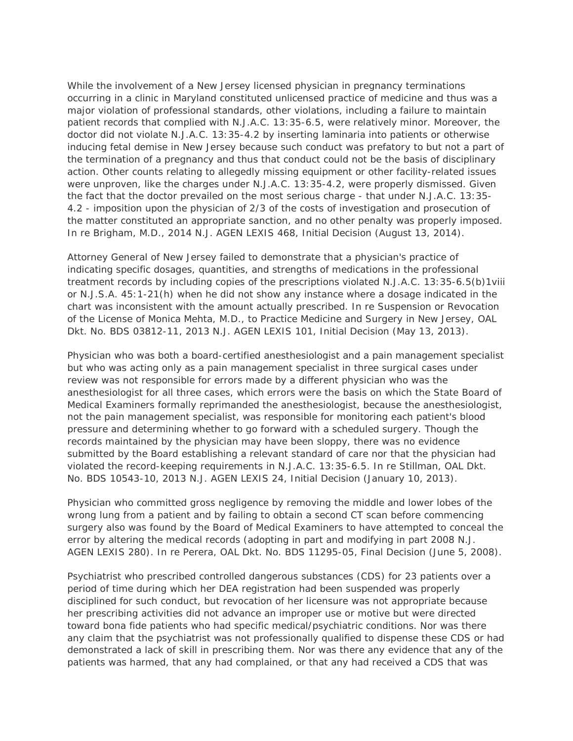While the involvement of a New Jersey licensed physician in pregnancy terminations occurring in a clinic in Maryland constituted unlicensed practice of medicine and thus was a major violation of professional standards, other violations, including a failure to maintain patient records that complied with N.J.A.C. 13:35-6.5, were relatively minor. Moreover, the doctor did not violate N.J.A.C. 13:35-4.2 by inserting laminaria into patients or otherwise inducing fetal demise in New Jersey because such conduct was prefatory to but not a part of the termination of a pregnancy and thus that conduct could not be the basis of disciplinary action. Other counts relating to allegedly missing equipment or other facility-related issues were unproven, like the charges under N.J.A.C. 13:35-4.2, were properly dismissed. Given the fact that the doctor prevailed on the most serious charge - that under N.J.A.C. 13:35-4.2 - imposition upon the physician of 2/3 of the costs of investigation and prosecution of the matter constituted an appropriate sanction, and no other penalty was properly imposed. In re Brigham, M.D., 2014 N.J. AGEN LEXIS 468, Initial Decision (August 13, 2014).

Attorney General of New Jersey failed to demonstrate that a physician's practice of indicating specific dosages, quantities, and strengths of medications in the professional treatment records by including copies of the prescriptions violated N.J.A.C. 13:35-6.5(b)1viii or N.J.S.A. 45:1-21(h) when he did not show any instance where a dosage indicated in the chart was inconsistent with the amount actually prescribed. In re Suspension or Revocation of the License of Monica Mehta, M.D., to Practice Medicine and Surgery in New Jersey, OAL Dkt. No. BDS 03812-11, 2013 N.J. AGEN LEXIS 101, Initial Decision (May 13, 2013).

Physician who was both a board-certified anesthesiologist and a pain management specialist but who was acting only as a pain management specialist in three surgical cases under review was not responsible for errors made by a different physician who was the anesthesiologist for all three cases, which errors were the basis on which the State Board of Medical Examiners formally reprimanded the anesthesiologist, because the anesthesiologist, not the pain management specialist, was responsible for monitoring each patient's blood pressure and determining whether to go forward with a scheduled surgery. Though the records maintained by the physician may have been sloppy, there was no evidence submitted by the Board establishing a relevant standard of care nor that the physician had violated the record-keeping requirements in N.J.A.C. 13:35-6.5. In re Stillman, OAL Dkt. No. BDS 10543-10, 2013 N.J. AGEN LEXIS 24, Initial Decision (January 10, 2013).

Physician who committed gross negligence by removing the middle and lower lobes of the wrong lung from a patient and by failing to obtain a second CT scan before commencing surgery also was found by the Board of Medical Examiners to have attempted to conceal the error by altering the medical records (adopting in part and modifying in part 2008 N.J. AGEN LEXIS 280). In re Perera, OAL Dkt. No. BDS 11295-05, Final Decision (June 5, 2008).

Psychiatrist who prescribed controlled dangerous substances (CDS) for 23 patients over a period of time during which her DEA registration had been suspended was properly disciplined for such conduct, but revocation of her licensure was not appropriate because her prescribing activities did not advance an improper use or motive but were directed toward bona fide patients who had specific medical/psychiatric conditions. Nor was there any claim that the psychiatrist was not professionally qualified to dispense these CDS or had demonstrated a lack of skill in prescribing them. Nor was there any evidence that any of the patients was harmed, that any had complained, or that any had received a CDS that was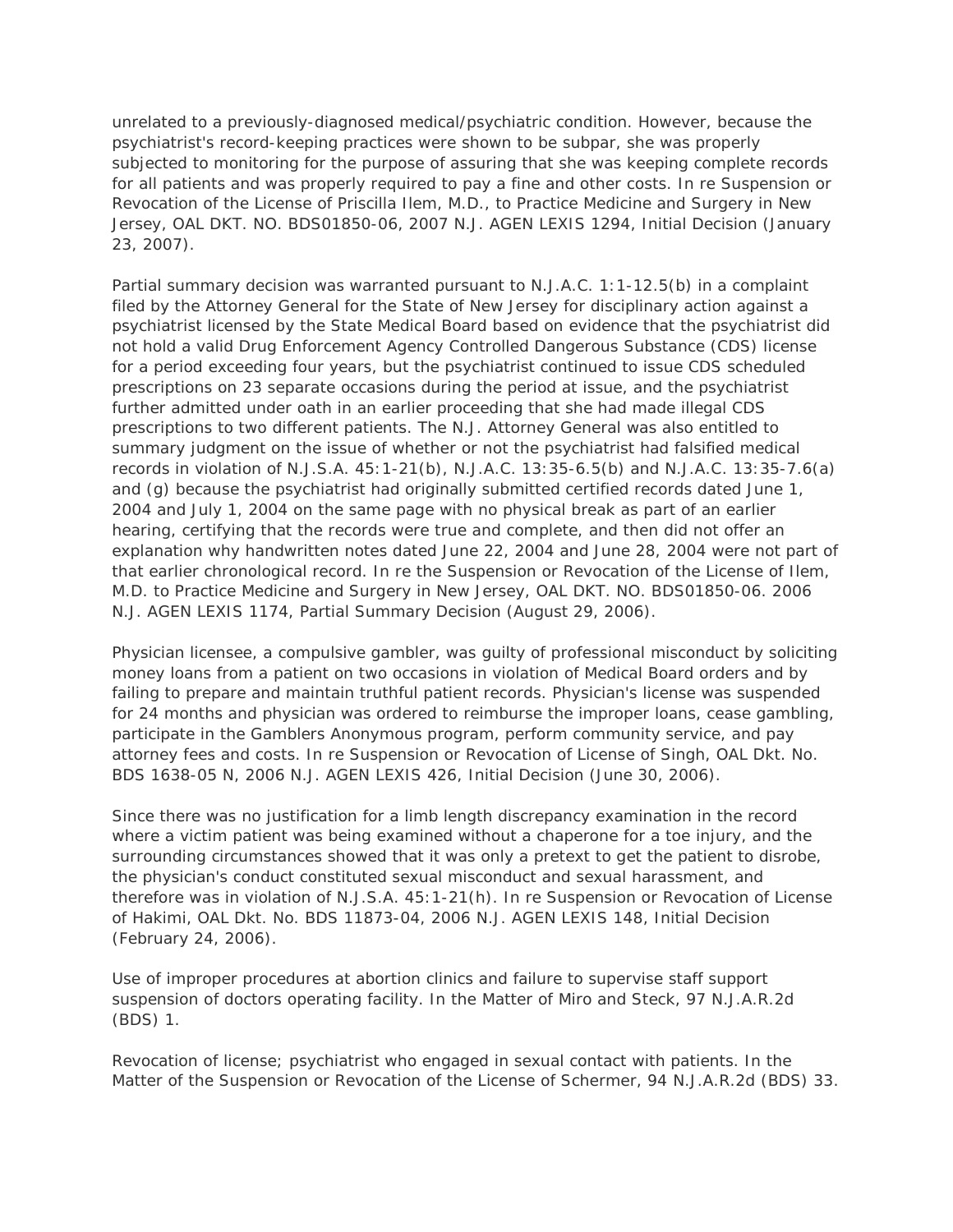unrelated to a previously-diagnosed medical/psychiatric condition. However, because the psychiatrist's record-keeping practices were shown to be subpar, she was properly subjected to monitoring for the purpose of assuring that she was keeping complete records for all patients and was properly required to pay a fine and other costs. In re Suspension or Revocation of the License of Priscilla Ilem, M.D., to Practice Medicine and Surgery in New Jersey, OAL DKT. NO. BDS01850-06, 2007 N.J. AGEN LEXIS 1294, Initial Decision (January 23, 2007).

Partial summary decision was warranted pursuant to N.J.A.C. 1:1-12.5(b) in a complaint filed by the Attorney General for the State of New Jersey for disciplinary action against a psychiatrist licensed by the State Medical Board based on evidence that the psychiatrist did not hold a valid Drug Enforcement Agency Controlled Dangerous Substance (CDS) license for a period exceeding four years, but the psychiatrist continued to issue CDS scheduled prescriptions on 23 separate occasions during the period at issue, and the psychiatrist further admitted under oath in an earlier proceeding that she had made illegal CDS prescriptions to two different patients. The N.J. Attorney General was also entitled to summary judgment on the issue of whether or not the psychiatrist had falsified medical records in violation of N.J.S.A. 45:1-21(b), N.J.A.C. 13:35-6.5(b) and N.J.A.C. 13:35-7.6(a) and (g) because the psychiatrist had originally submitted certified records dated June 1, 2004 and July 1, 2004 on the same page with no physical break as part of an earlier hearing, certifying that the records were true and complete, and then did not offer an explanation why handwritten notes dated June 22, 2004 and June 28, 2004 were not part of that earlier chronological record. In re the Suspension or Revocation of the License of Ilem, M.D. to Practice Medicine and Surgery in New Jersey, OAL DKT. NO. BDS01850-06. 2006 N.J. AGEN LEXIS 1174, Partial Summary Decision (August 29, 2006).

Physician licensee, a compulsive gambler, was guilty of professional misconduct by soliciting money loans from a patient on two occasions in violation of Medical Board orders and by failing to prepare and maintain truthful patient records. Physician's license was suspended for 24 months and physician was ordered to reimburse the improper loans, cease gambling, participate in the Gamblers Anonymous program, perform community service, and pay attorney fees and costs. In re Suspension or Revocation of License of Singh, OAL Dkt. No. BDS 1638-05 N, 2006 N.J. AGEN LEXIS 426, Initial Decision (June 30, 2006).

Since there was no justification for a limb length discrepancy examination in the record where a victim patient was being examined without a chaperone for a toe injury, and the surrounding circumstances showed that it was only a pretext to get the patient to disrobe, the physician's conduct constituted sexual misconduct and sexual harassment, and therefore was in violation of N.J.S.A. 45:1-21(h). In re Suspension or Revocation of License of Hakimi, OAL Dkt. No. BDS 11873-04, 2006 N.J. AGEN LEXIS 148, Initial Decision (February 24, 2006).

Use of improper procedures at abortion clinics and failure to supervise staff support suspension of doctors operating facility. In the Matter of Miro and Steck, 97 N.J.A.R.2d (BDS) 1.

Revocation of license; psychiatrist who engaged in sexual contact with patients. In the Matter of the Suspension or Revocation of the License of Schermer, 94 N.J.A.R.2d (BDS) 33.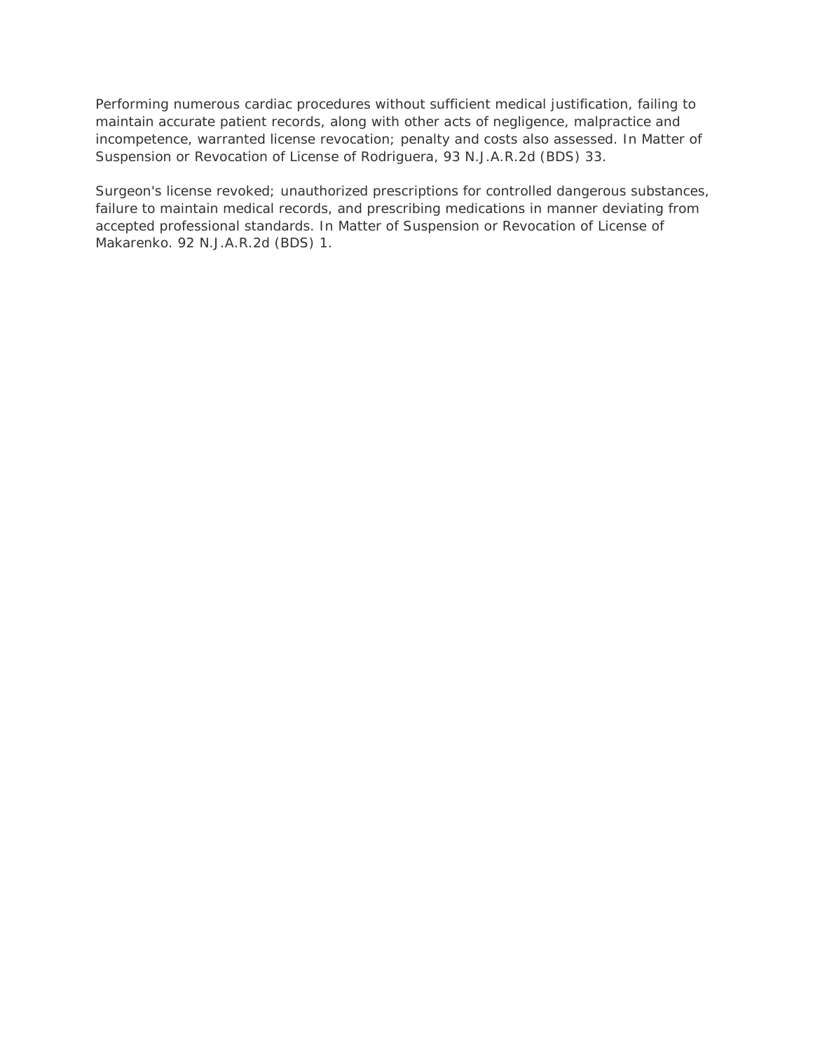Performing numerous cardiac procedures without sufficient medical justification, failing to maintain accurate patient records, along with other acts of negligence, malpractice and incompetence, warranted license revocation; penalty and costs also assessed. In Matter of Suspension or Revocation of License of Rodriguera, 93 N.J.A.R.2d (BDS) 33.

Surgeon's license revoked; unauthorized prescriptions for controlled dangerous substances, failure to maintain medical records, and prescribing medications in manner deviating from accepted professional standards. In Matter of Suspension or Revocation of License of Makarenko. 92 N.J.A.R.2d (BDS) 1.